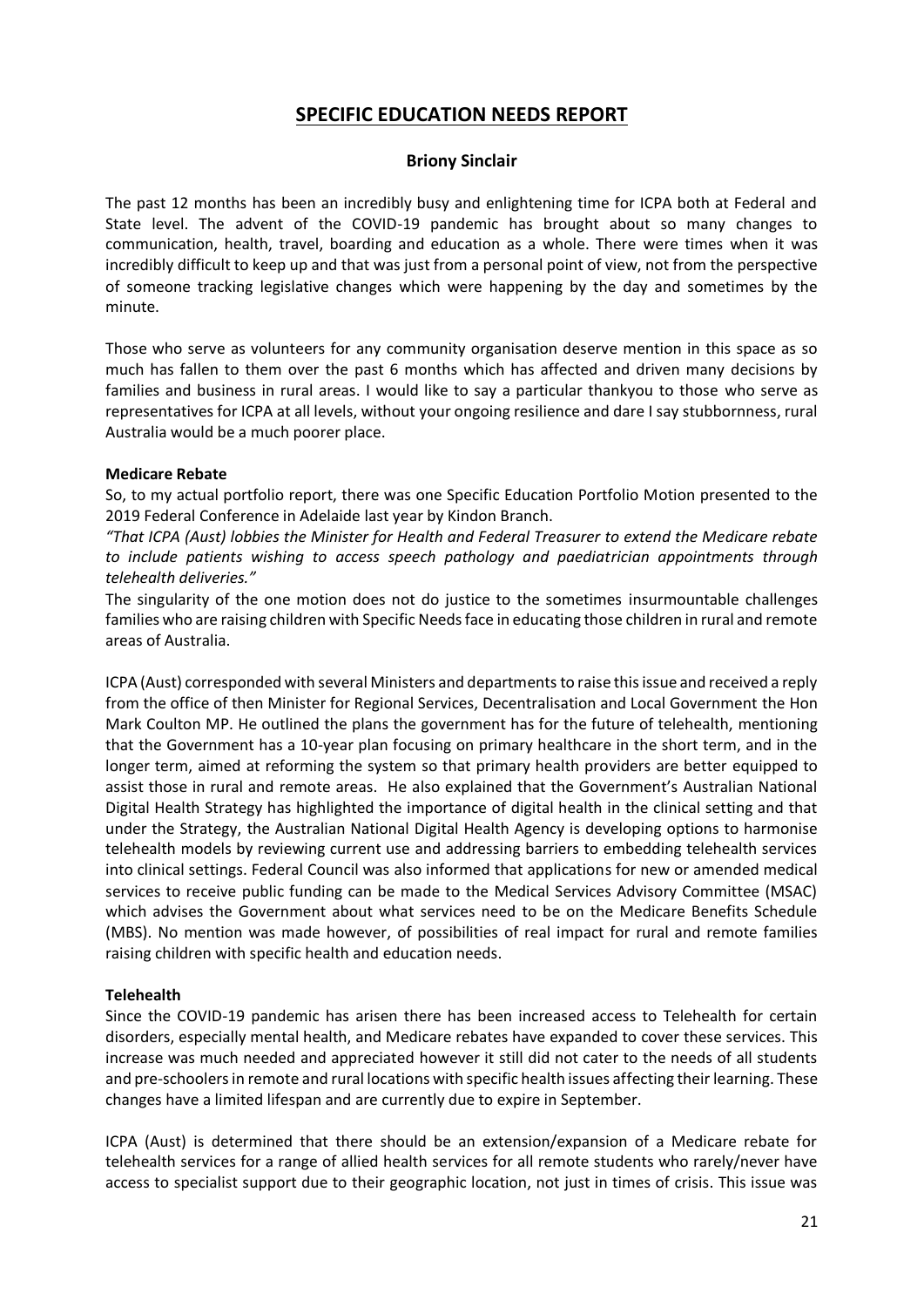# SPECIFIC EDUCATION NEEDS REPORT

**Briony Sinclair**

The past 12 months has been an incredibly busy and enlightening time for ICPA both at Federal and State level. The advent of the COVID-19 pandemic has brought about so many changes to communication, health, travel, boarding and education as a whole. There were times when it was incredibly difficult to keep up and that was just from a personal point of view, not from the perspective of someone tracking legislative changes which were happening by the day and sometimes by the minute.

Those who serve as volunteers for any community organisation deserve mention in this space as so much has fallen to them over the past 6 months which has affected and driven many decisions by families and business in rural areas. I would like to say a particular thankyou to those who serve as representatives for ICPA at all levels, without your ongoing resilience and dare I say stubbornness, rural Australia would be a much poorer place.

**Medicare Rebate**

So, to my actual portfolio report, there was one Specific Education Portfolio Motion presented to the 2019 Federal Conference in Adelaide last year by Kindon Branch.

*"That ICPA (Aust) lobbies the Minister for Health and Federal Treasurer to extend the Medicare rebate to include patients wishing to access speech pathology and paediatrician appointments through telehealth deliveries."*

The singularity of the one motion does not do justice to the sometimes insurmountable challenges families who are raising children with Specific Needs face in educating those children in rural and remote areas of Australia.

ICPA (Aust) corresponded with several Ministers and departments to raise this issue and received a reply from the office of then Minister for Regional Services, Decentralisation and Local Government the Hon Mark Coulton MP. He outlined the plans the government has for the future of telehealth, mentioning that the Government has a 10-year plan focusing on primary healthcare in the short term, and in the longer term, aimed at reforming the system so that primary health providers are better equipped to assist those in rural and remote areas. He also explained that the Government's Australian National Digital Health Strategy has highlighted the importance of digital health in the clinical setting and that under the Strategy, the Australian National Digital Health Agency is developing options to harmonise telehealth models by reviewing current use and addressing barriers to embedding telehealth services into clinical settings. Federal Council was also informed that applications for new or amended medical services to receive public funding can be made to the Medical Services Advisory Committee (MSAC) which advises the Government about what services need to be on the Medicare Benefits Schedule (MBS). No mention was made however, of possibilities of real impact for rural and remote families raising children with specific health and education needs.

**Telehealth**

Since the COVID-19 pandemic has arisen there has been increased access to Telehealth for certain disorders, especially mental health, and Medicare rebates have expanded to cover these services. This increase was much needed and appreciated however it still did not cater to the needs of all students and pre-schoolers in remote and rural locations with specific health issues affecting their learning. These changes have a limited lifespan and are currently due to expire in September.

ICPA (Aust) is determined that there should be an extension/expansion of a Medicare rebate for telehealth services for a range of allied health services for all remote students who rarely/never have access to specialist support due to their geographic location, not just in times of crisis. This issue was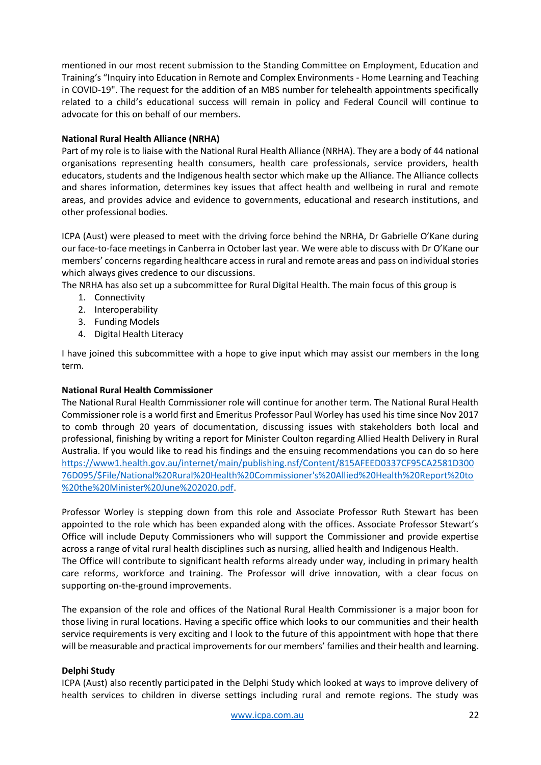mentioned in our most recent submission to the Standing Committee on Employment, Education and Training's "Inquiry into Education in Remote and Complex Environments - Home Learning and Teaching in COVID-19". The request for the addition of an MBS number for telehealth appointments specifically related to a child's educational success will remain in policy and Federal Council will continue to advocate for this on behalf of our members.

**National Rural Health Alliance (NRHA)**

Part of my role is to liaise with the National Rural Health Alliance (NRHA). They are a body of 44 national organisations representing health consumers, health care professionals, service providers, health educators, students and the Indigenous health sector which make up the Alliance. The Alliance collects and shares information, determines key issues that affect health and wellbeing in rural and remote areas, and provides advice and evidence to governments, educational and research institutions, and other professional bodies.

ICPA (Aust) were pleased to meet with the driving force behind the NRHA, Dr Gabrielle O'Kane during our face-to-face meetings in Canberra in October last year. We were able to discuss with Dr O'Kane our members' concerns regarding healthcare access in rural and remote areas and pass on individual stories which always gives credence to our discussions.

The NRHA has also set up a subcommittee for Rural Digital Health. The main focus of this group is

1. Connectivity
2. Interoperability
3. Funding Models
4. Digital Health Literacy

I have joined this subcommittee with a hope to give input which may assist our members in the long term.

**National Rural Health Commissioner**

The National Rural Health Commissioner role will continue for another term. The National Rural Health Commissioner role is a world first and Emeritus Professor Paul Worley has used his time since Nov 2017 to comb through 20 years of documentation, discussing issues with stakeholders both local and professional, finishing by writing a report for Minister Coulton regarding Allied Health Delivery in Rural Australia. If you would like to read his findings and the ensuing recommendations you can do so here https://www1.health.gov.au/internet/main/publishing.nsf/Content/815AFEED0337CF95CA2581D30076D095/$File/National%20Rural%20Health%20Commissioner's%20Allied%20Health%20Report%20to%20the%20Minister%20June%202020.pdf.

Professor Worley is stepping down from this role and Associate Professor Ruth Stewart has been appointed to the role which has been expanded along with the offices. Associate Professor Stewart's Office will include Deputy Commissioners who will support the Commissioner and provide expertise across a range of vital rural health disciplines such as nursing, allied health and Indigenous Health.
The Office will contribute to significant health reforms already under way, including in primary health care reforms, workforce and training. The Professor will drive innovation, with a clear focus on supporting on-the-ground improvements.

The expansion of the role and offices of the National Rural Health Commissioner is a major boon for those living in rural locations. Having a specific office which looks to our communities and their health service requirements is very exciting and I look to the future of this appointment with hope that there will be measurable and practical improvements for our members' families and their health and learning.

**Delphi Study**

ICPA (Aust) also recently participated in the Delphi Study which looked at ways to improve delivery of health services to children in diverse settings including rural and remote regions. The study was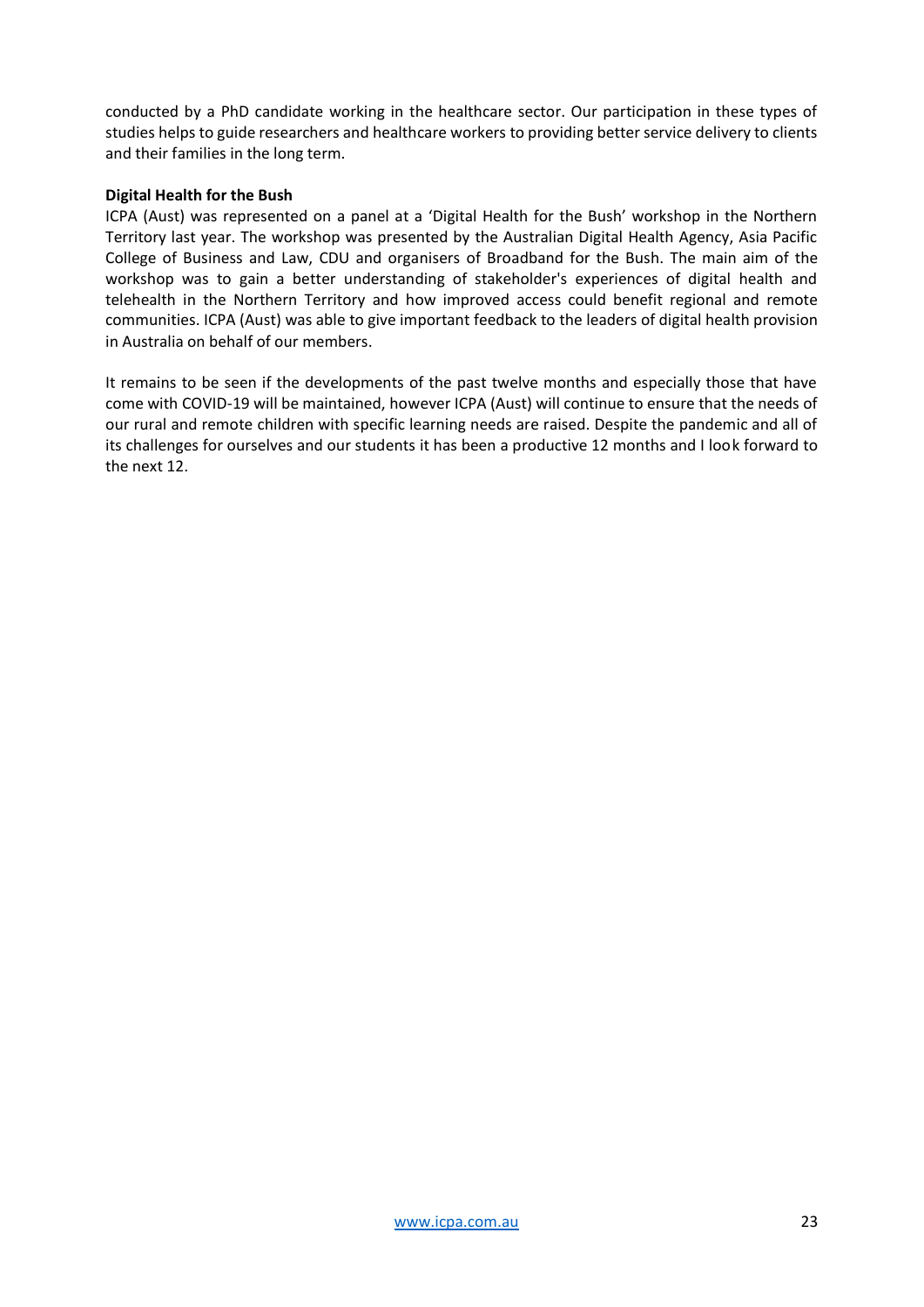conducted by a PhD candidate working in the healthcare sector. Our participation in these types of studies helps to guide researchers and healthcare workers to providing better service delivery to clients and their families in the long term.

**Digital Health for the Bush**

ICPA (Aust) was represented on a panel at a 'Digital Health for the Bush' workshop in the Northern Territory last year. The workshop was presented by the Australian Digital Health Agency, Asia Pacific College of Business and Law, CDU and organisers of Broadband for the Bush. The main aim of the workshop was to gain a better understanding of stakeholder's experiences of digital health and telehealth in the Northern Territory and how improved access could benefit regional and remote communities. ICPA (Aust) was able to give important feedback to the leaders of digital health provision in Australia on behalf of our members.

It remains to be seen if the developments of the past twelve months and especially those that have come with COVID-19 will be maintained, however ICPA (Aust) will continue to ensure that the needs of our rural and remote children with specific learning needs are raised. Despite the pandemic and all of its challenges for ourselves and our students it has been a productive 12 months and I look forward to the next 12.